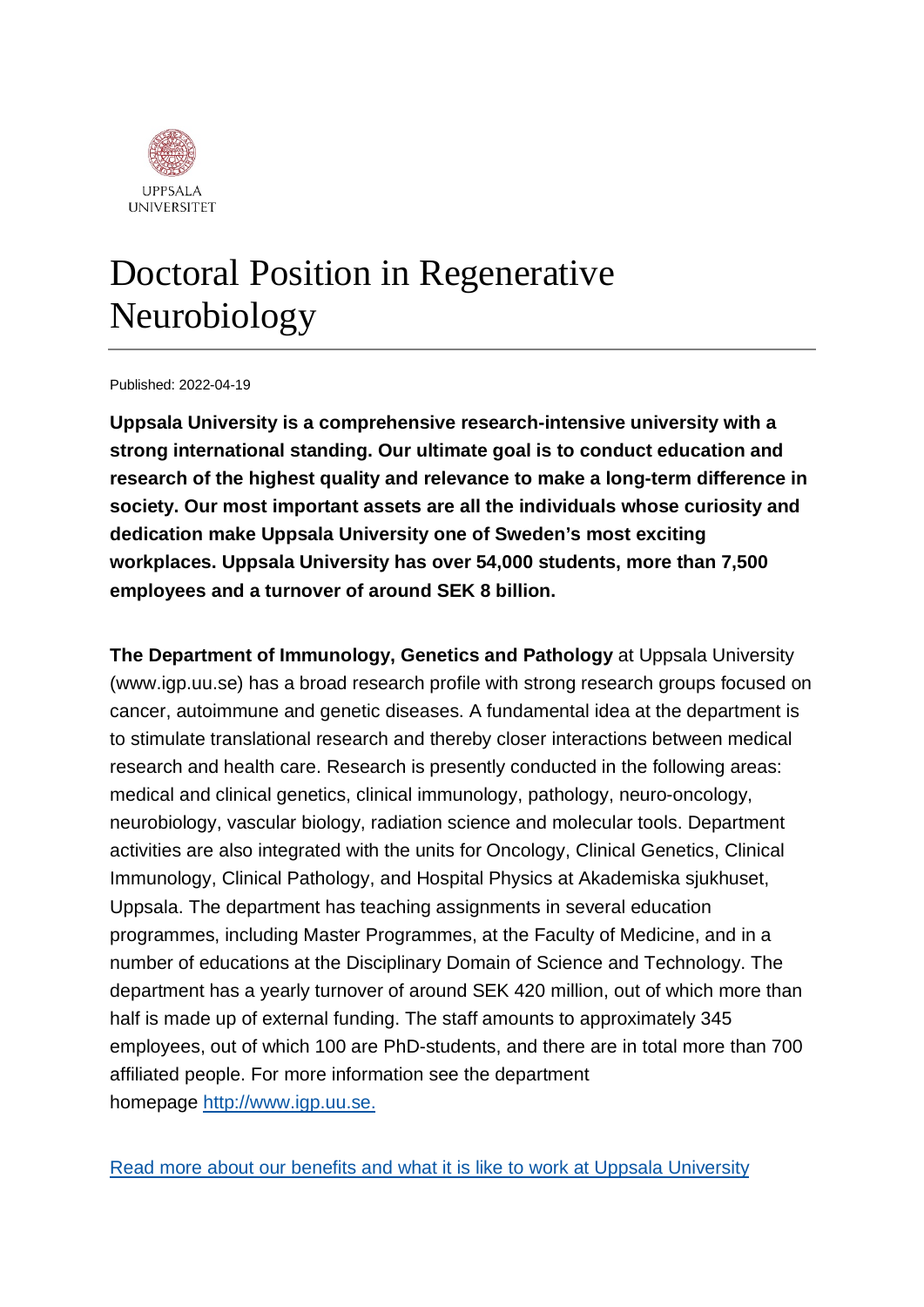UPPSALA UNIVERSITET

# Doctoral Position in Regenerative Neurobiology

Published: 2022-04-19

**Uppsala University is a comprehensive research-intensive university with a strong international standing. Our ultimate goal is to conduct education and research of the highest quality and relevance to make a long-term difference in society. Our most important assets are all the individuals whose curiosity and dedication make Uppsala University one of Sweden's most exciting workplaces. Uppsala University has over 54,000 students, more than 7,500 employees and a turnover of around SEK 8 billion.**

**The Department of Immunology, Genetics and Pathology** at Uppsala University (www.igp.uu.se) has a broad research profile with strong research groups focused on cancer, autoimmune and genetic diseases. A fundamental idea at the department is to stimulate translational research and thereby closer interactions between medical research and health care. Research is presently conducted in the following areas: medical and clinical genetics, clinical immunology, pathology, neuro-oncology, neurobiology, vascular biology, radiation science and molecular tools. Department activities are also integrated with the units for Oncology, Clinical Genetics, Clinical Immunology, Clinical Pathology, and Hospital Physics at Akademiska sjukhuset, Uppsala. The department has teaching assignments in several education programmes, including Master Programmes, at the Faculty of Medicine, and in a number of educations at the Disciplinary Domain of Science and Technology. The department has a yearly turnover of around SEK 420 million, out of which more than half is made up of external funding. The staff amounts to approximately 345 employees, out of which 100 are PhD-students, and there are in total more than 700 affiliated people. For more information see the department homepage [http://www.igp.uu.se.](http://www.igp.uu.se)

[Read more about our benefits and what it is like to work at Uppsala University]()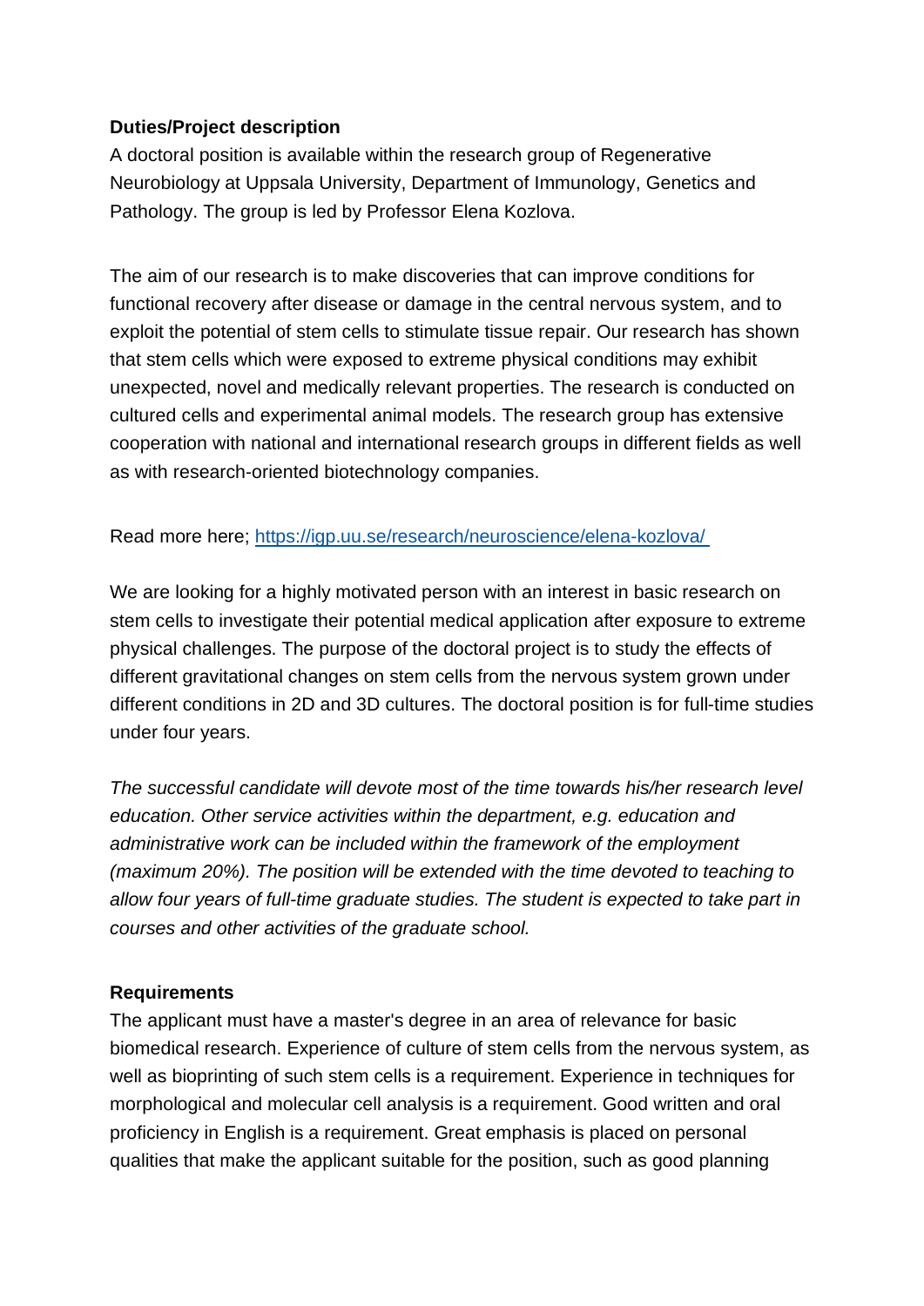**Duties/Project description**

A doctoral position is available within the research group of Regenerative Neurobiology at Uppsala University, Department of Immunology, Genetics and Pathology. The group is led by Professor Elena Kozlova.

The aim of our research is to make discoveries that can improve conditions for functional recovery after disease or damage in the central nervous system, and to exploit the potential of stem cells to stimulate tissue repair. Our research has shown that stem cells which were exposed to extreme physical conditions may exhibit unexpected, novel and medically relevant properties. The research is conducted on cultured cells and experimental animal models. The research group has extensive cooperation with national and international research groups in different fields as well as with research-oriented biotechnology companies.

Read more here; [https://igp.uu.se/research/neuroscience/elena-kozlova/](https://igp.uu.se/research/neuroscience/elena-kozlova/)

We are looking for a highly motivated person with an interest in basic research on stem cells to investigate their potential medical application after exposure to extreme physical challenges. The purpose of the doctoral project is to study the effects of different gravitational changes on stem cells from the nervous system grown under different conditions in 2D and 3D cultures. The doctoral position is for full-time studies under four years.

*The successful candidate will devote most of the time towards his/her research level education. Other service activities within the department, e.g. education and administrative work can be included within the framework of the employment (maximum 20%). The position will be extended with the time devoted to teaching to allow four years of full-time graduate studies. The student is expected to take part in courses and other activities of the graduate school.*

**Requirements**

The applicant must have a master's degree in an area of relevance for basic biomedical research. Experience of culture of stem cells from the nervous system, as well as bioprinting of such stem cells is a requirement. Experience in techniques for morphological and molecular cell analysis is a requirement. Good written and oral proficiency in English is a requirement. Great emphasis is placed on personal qualities that make the applicant suitable for the position, such as good planning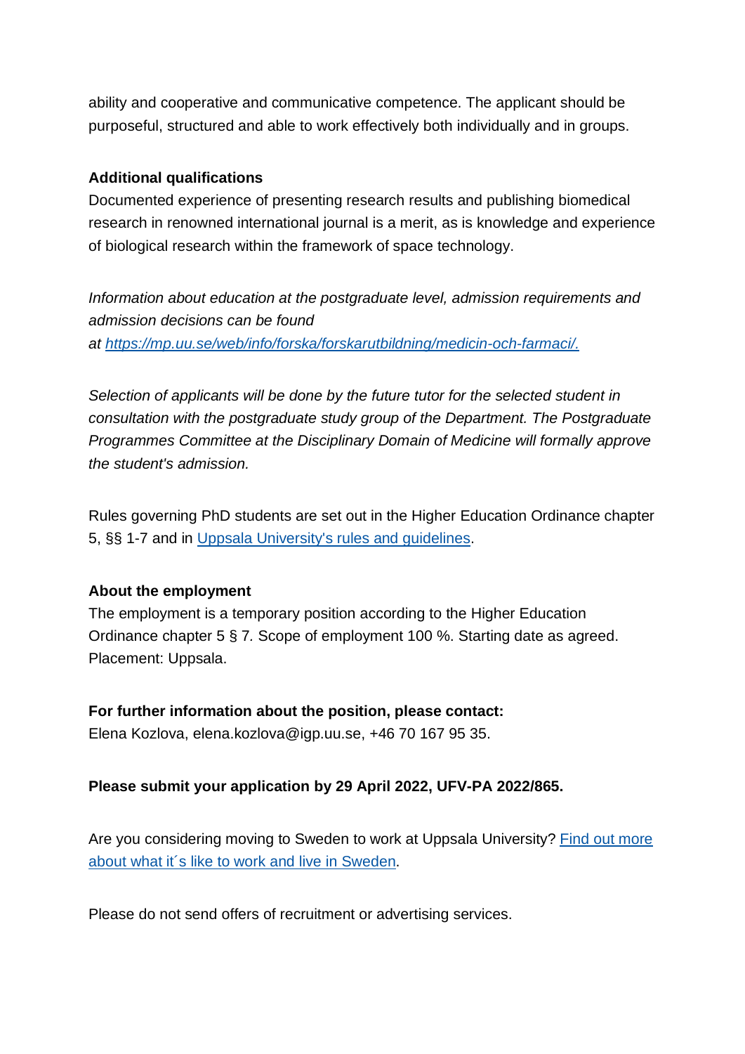ability and cooperative and communicative competence. The applicant should be purposeful, structured and able to work effectively both individually and in groups.

**Additional qualifications**

Documented experience of presenting research results and publishing biomedical research in renowned international journal is a merit, as is knowledge and experience of biological research within the framework of space technology.

*Information about education at the postgraduate level, admission requirements and admission decisions can be found at [https://mp.uu.se/web/info/forska/forskarutbildning/medicin-och-farmaci/.](https://mp.uu.se/web/info/forska/forskarutbildning/medicin-och-farmaci/)*

*Selection of applicants will be done by the future tutor for the selected student in consultation with the postgraduate study group of the Department. The Postgraduate Programmes Committee at the Disciplinary Domain of Medicine will formally approve the student's admission.*

Rules governing PhD students are set out in the Higher Education Ordinance chapter 5, §§ 1-7 and in [Uppsala University's rules and guidelines](#).

**About the employment**

The employment is a temporary position according to the Higher Education Ordinance chapter 5 § 7. Scope of employment 100 %. Starting date as agreed. Placement: Uppsala.

**For further information about the position, please contact:**

Elena Kozlova, elena.kozlova@igp.uu.se, +46 70 167 95 35.

**Please submit your application by 29 April 2022, UFV-PA 2022/865.**

Are you considering moving to Sweden to work at Uppsala University? [Find out more about what it´s like to work and live in Sweden](#).

Please do not send offers of recruitment or advertising services.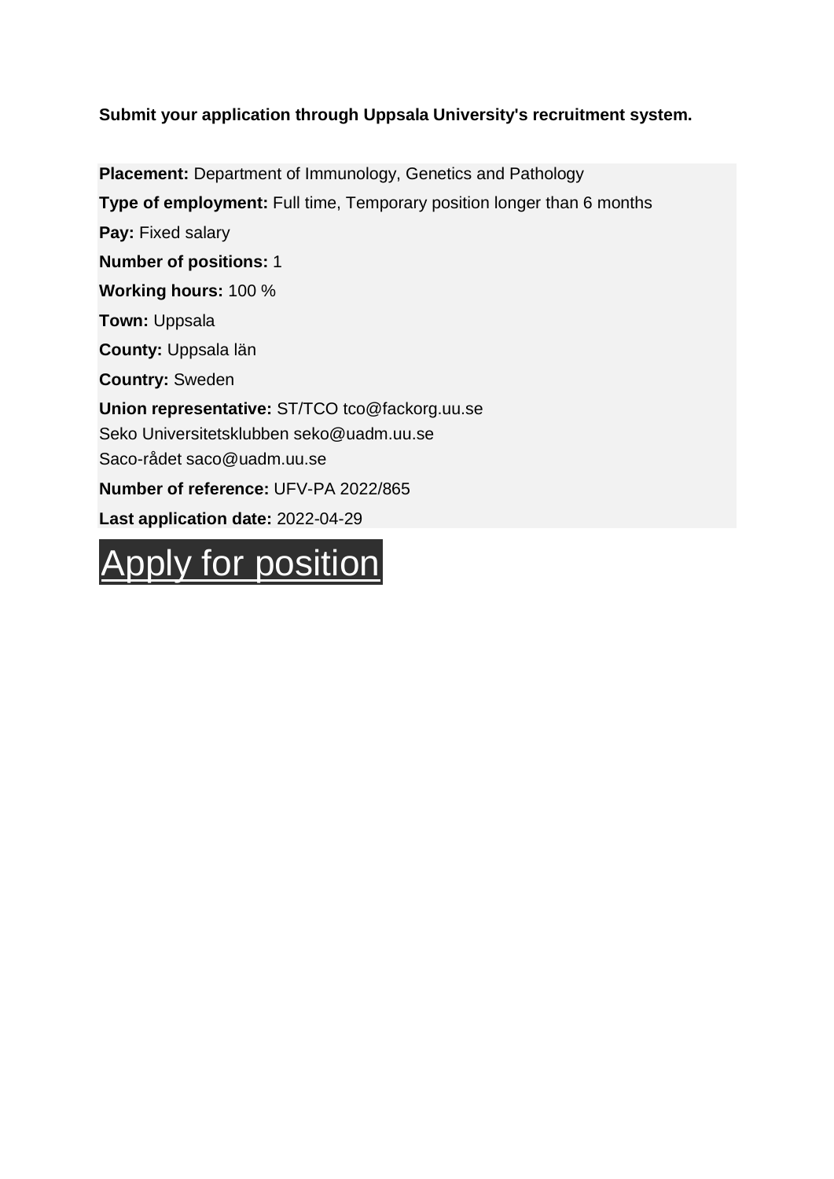**Submit your application through Uppsala University's recruitment system.**

**Placement:** Department of Immunology, Genetics and Pathology

**Type of employment:** Full time, Temporary position longer than 6 months

**Pay:** Fixed salary

**Number of positions:** 1

**Working hours:** 100 %

**Town:** Uppsala

**County:** Uppsala län

**Country:** Sweden

**Union representative:** ST/TCO tco@fackorg.uu.se
Seko Universitetsklubben seko@uadm.uu.se
Saco-rådet saco@uadm.uu.se

**Number of reference:** UFV-PA 2022/865

**Last application date:** 2022-04-29

Apply for position